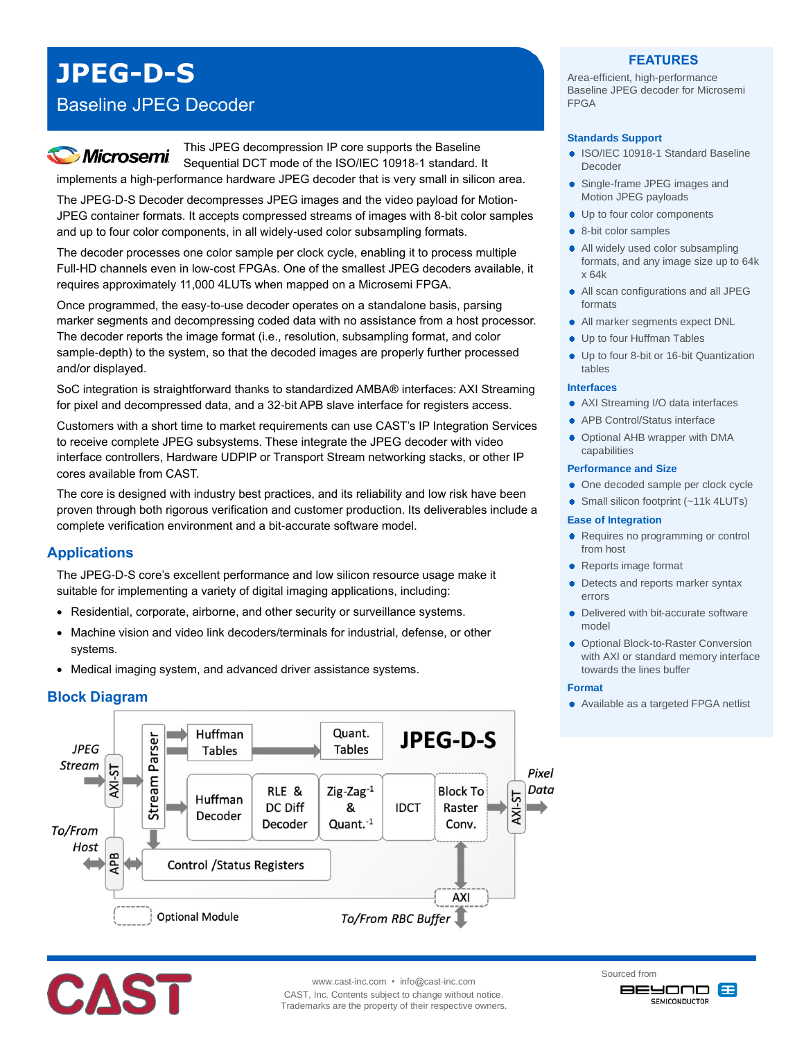# JPEG-D-S

## Baseline JPEG Decoder

This JPEG decompression IP core supports the Baseline Sequential DCT mode of the ISO/IEC 10918-1 standard. It implements a high-performance hardware JPEG decoder that is very small in silicon area.

The JPEG-D-S Decoder decompresses JPEG images and the video payload for Motion-JPEG container formats. It accepts compressed streams of images with 8-bit color samples and up to four color components, in all widely-used color subsampling formats.

The decoder processes one color sample per clock cycle, enabling it to process multiple Full-HD channels even in low-cost FPGAs. One of the smallest JPEG decoders available, it requires approximately 11,000 4LUTs when mapped on a Microsemi FPGA.

Once programmed, the easy-to-use decoder operates on a standalone basis, parsing marker segments and decompressing coded data with no assistance from a host processor. The decoder reports the image format (i.e., resolution, subsampling format, and color sample-depth) to the system, so that the decoded images are properly further processed and/or displayed.

SoC integration is straightforward thanks to standardized AMBA® interfaces: AXI Streaming for pixel and decompressed data, and a 32-bit APB slave interface for registers access.

Customers with a short time to market requirements can use CAST's IP Integration Services to receive complete JPEG subsystems. These integrate the JPEG decoder with video interface controllers, Hardware UDPIP or Transport Stream networking stacks, or other IP cores available from CAST.

The core is designed with industry best practices, and its reliability and low risk have been proven through both rigorous verification and customer production. Its deliverables include a complete verification environment and a bit-accurate software model.

## Applications

The JPEG-D-S core's excellent performance and low silicon resource usage make it suitable for implementing a variety of digital imaging applications, including:

- Residential, corporate, airborne, and other security or surveillance systems.
- Machine vision and video link decoders/terminals for industrial, defense, or other systems.
- Medical imaging system, and advanced driver assistance systems.

## Block Diagram

JPEG Stream → AXI-ST → Stream Parser → Huffman Tables → Quant. Tables; Huffman Decoder → RLE & DC Diff Decoder → Zig-Zag$^{-1}$ & Quant.$^{-1}$ → IDCT → Block To Raster Conv. → AXI-ST → Pixel Data

To/From Host ↔ APB ↔ Control /Status Registers

Block To Raster Conv. ↔ AXI ↔ To/From RBC Buffer

Optional Module

## FEATURES

Area-efficient, high-performance Baseline JPEG decoder for Microsemi FPGA

### Standards Support

- ISO/IEC 10918-1 Standard Baseline Decoder
- Single-frame JPEG images and Motion JPEG payloads
- Up to four color components
- 8-bit color samples
- All widely used color subsampling formats, and any image size up to 64k x 64k
- All scan configurations and all JPEG formats
- All marker segments expect DNL
- Up to four Huffman Tables
- Up to four 8-bit or 16-bit Quantization tables

### Interfaces

- AXI Streaming I/O data interfaces
- APB Control/Status interface
- Optional AHB wrapper with DMA capabilities

### Performance and Size

- One decoded sample per clock cycle
- Small silicon footprint (~11k 4LUTs)

### Ease of Integration

- Requires no programming or control from host
- Reports image format
- Detects and reports marker syntax errors
- Delivered with bit-accurate software model
- Optional Block-to-Raster Conversion with AXI or standard memory interface towards the lines buffer

### Format

- Available as a targeted FPGA netlist

www.cast-inc.com • info@cast-inc.com
CAST, Inc. Contents subject to change without notice.
Trademarks are the property of their respective owners.

Sourced from BEYOND SEMICONDUCTOR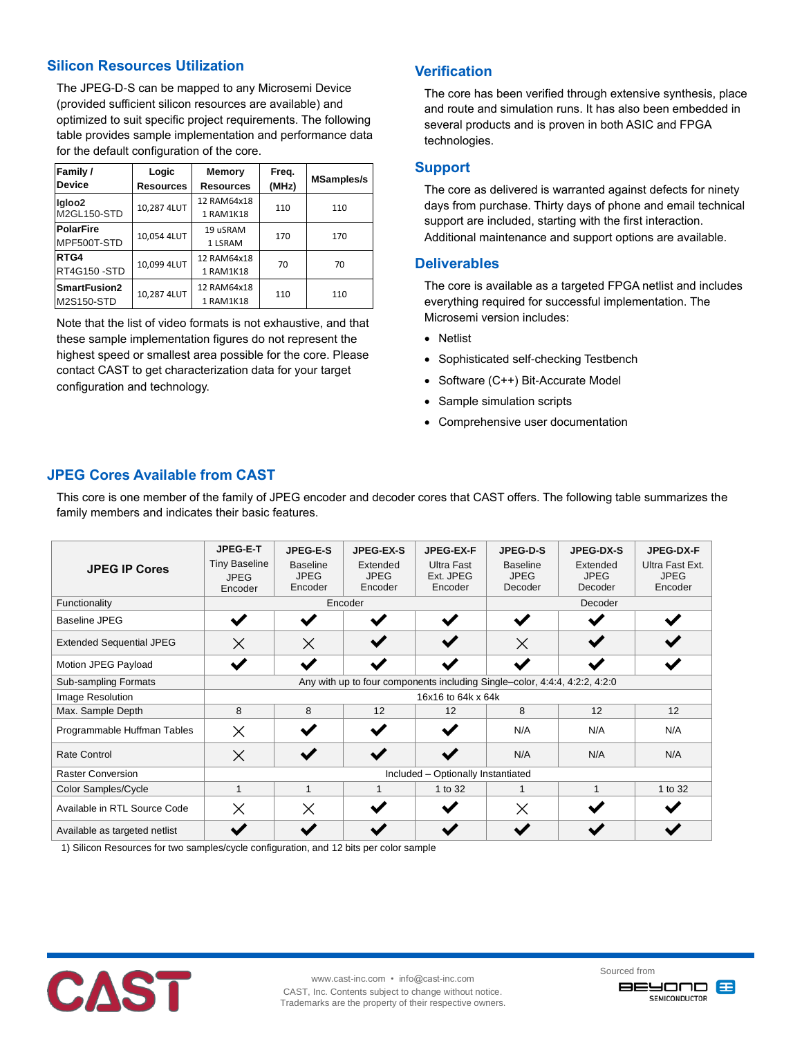## Silicon Resources Utilization

The JPEG-D-S can be mapped to any Microsemi Device (provided sufficient silicon resources are available) and optimized to suit specific project requirements. The following table provides sample implementation and performance data for the default configuration of the core.

| Family / Device | Logic Resources | Memory Resources | Freq. (MHz) | MSamples/s |
|---|---|---|---|---|
| **Igloo2** M2GL150-STD | 10,287 4LUT | 12 RAM64x18 1 RAM1K18 | 110 | 110 |
| **PolarFire** MPF500T-STD | 10,054 4LUT | 19 uSRAM 1 LSRAM | 170 | 170 |
| **RTG4** RT4G150 -STD | 10,099 4LUT | 12 RAM64x18 1 RAM1K18 | 70 | 70 |
| **SmartFusion2** M2S150-STD | 10,287 4LUT | 12 RAM64x18 1 RAM1K18 | 110 | 110 |

Note that the list of video formats is not exhaustive, and that these sample implementation figures do not represent the highest speed or smallest area possible for the core. Please contact CAST to get characterization data for your target configuration and technology.

## Verification

The core has been verified through extensive synthesis, place and route and simulation runs. It has also been embedded in several products and is proven in both ASIC and FPGA technologies.

## Support

The core as delivered is warranted against defects for ninety days from purchase. Thirty days of phone and email technical support are included, starting with the first interaction. Additional maintenance and support options are available.

## Deliverables

The core is available as a targeted FPGA netlist and includes everything required for successful implementation. The Microsemi version includes:

- Netlist
- Sophisticated self-checking Testbench
- Software (C++) Bit-Accurate Model
- Sample simulation scripts
- Comprehensive user documentation

## JPEG Cores Available from CAST

This core is one member of the family of JPEG encoder and decoder cores that CAST offers. The following table summarizes the family members and indicates their basic features.

| JPEG IP Cores | JPEG-E-T Tiny Baseline JPEG Encoder | JPEG-E-S Baseline JPEG Encoder | JPEG-EX-S Extended JPEG Encoder | JPEG-EX-F Ultra Fast Ext. JPEG Encoder | JPEG-D-S Baseline JPEG Decoder | JPEG-DX-S Extended JPEG Decoder | JPEG-DX-F Ultra Fast Ext. JPEG Encoder |
|---|---|---|---|---|---|---|---|
| Functionality | Encoder | | | | Decoder | | |
| Baseline JPEG | ✔ | ✔ | ✔ | ✔ | ✔ | ✔ | ✔ |
| Extended Sequential JPEG | ✕ | ✕ | ✔ | ✔ | ✕ | ✔ | ✔ |
| Motion JPEG Payload | ✔ | ✔ | ✔ | ✔ | ✔ | ✔ | ✔ |
| Sub-sampling Formats | Any with up to four components including Single–color, 4:4:4, 4:2:2, 4:2:0 | | | | | | |
| Image Resolution | 16x16 to 64k x 64k | | | | | | |
| Max. Sample Depth | 8 | 8 | 12 | 12 | 8 | 12 | 12 |
| Programmable Huffman Tables | ✕ | ✔ | ✔ | ✔ | N/A | N/A | N/A |
| Rate Control | ✕ | ✔ | ✔ | ✔ | N/A | N/A | N/A |
| Raster Conversion | Included – Optionally Instantiated | | | | | | |
| Color Samples/Cycle | 1 | 1 | 1 | 1 to 32 | 1 | 1 | 1 to 32 |
| Available in RTL Source Code | ✕ | ✕ | ✔ | ✔ | ✕ | ✔ | ✔ |
| Available as targeted netlist | ✔ | ✔ | ✔ | ✔ | ✔ | ✔ | ✔ |

1) Silicon Resources for two samples/cycle configuration, and 12 bits per color sample

www.cast-inc.com • info@cast-inc.com
CAST, Inc. Contents subject to change without notice.
Trademarks are the property of their respective owners.

Sourced from BEYOND SEMICONDUCTOR